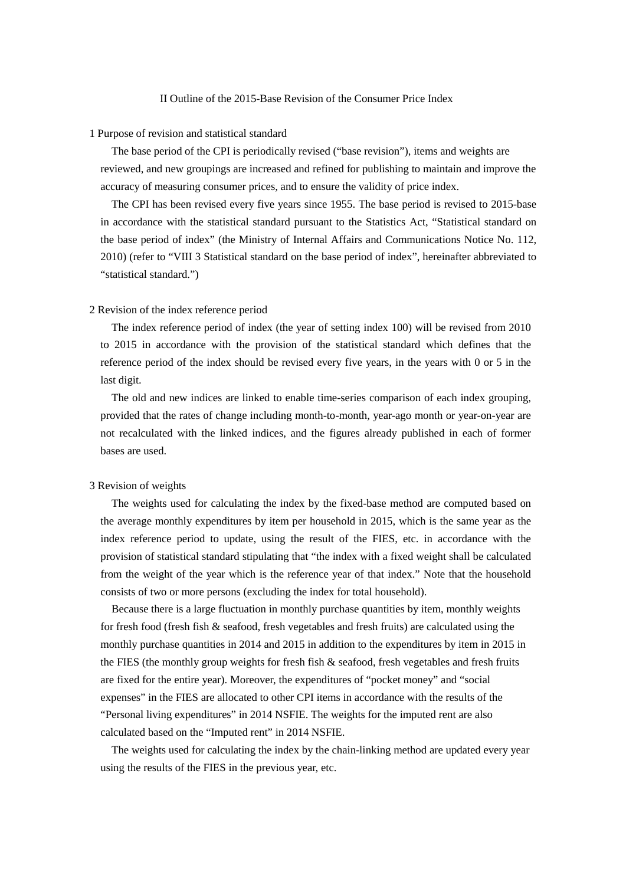# II Outline of the 2015-Base Revision of the Consumer Price Index

## 1 Purpose of revision and statistical standard

The base period of the CPI is periodically revised ("base revision"), items and weights are reviewed, and new groupings are increased and refined for publishing to maintain and improve the accuracy of measuring consumer prices, and to ensure the validity of price index.

The CPI has been revised every five years since 1955. The base period is revised to 2015-base in accordance with the statistical standard pursuant to the Statistics Act, "Statistical standard on the base period of index" (the Ministry of Internal Affairs and Communications Notice No. 112, 2010) (refer to "VIII 3 Statistical standard on the base period of index", hereinafter abbreviated to "statistical standard.")

## 2 Revision of the index reference period

The index reference period of index (the year of setting index 100) will be revised from 2010 to 2015 in accordance with the provision of the statistical standard which defines that the reference period of the index should be revised every five years, in the years with 0 or 5 in the last digit.

The old and new indices are linked to enable time-series comparison of each index grouping, provided that the rates of change including month-to-month, year-ago month or year-on-year are not recalculated with the linked indices, and the figures already published in each of former bases are used.

## 3 Revision of weights

The weights used for calculating the index by the fixed-base method are computed based on the average monthly expenditures by item per household in 2015, which is the same year as the index reference period to update, using the result of the FIES, etc. in accordance with the provision of statistical standard stipulating that "the index with a fixed weight shall be calculated from the weight of the year which is the reference year of that index." Note that the household consists of two or more persons (excluding the index for total household).

Because there is a large fluctuation in monthly purchase quantities by item, monthly weights for fresh food (fresh fish & seafood, fresh vegetables and fresh fruits) are calculated using the monthly purchase quantities in 2014 and 2015 in addition to the expenditures by item in 2015 in the FIES (the monthly group weights for fresh fish & seafood, fresh vegetables and fresh fruits are fixed for the entire year). Moreover, the expenditures of "pocket money" and "social expenses" in the FIES are allocated to other CPI items in accordance with the results of the "Personal living expenditures" in 2014 NSFIE. The weights for the imputed rent are also calculated based on the "Imputed rent" in 2014 NSFIE.

The weights used for calculating the index by the chain-linking method are updated every year using the results of the FIES in the previous year, etc.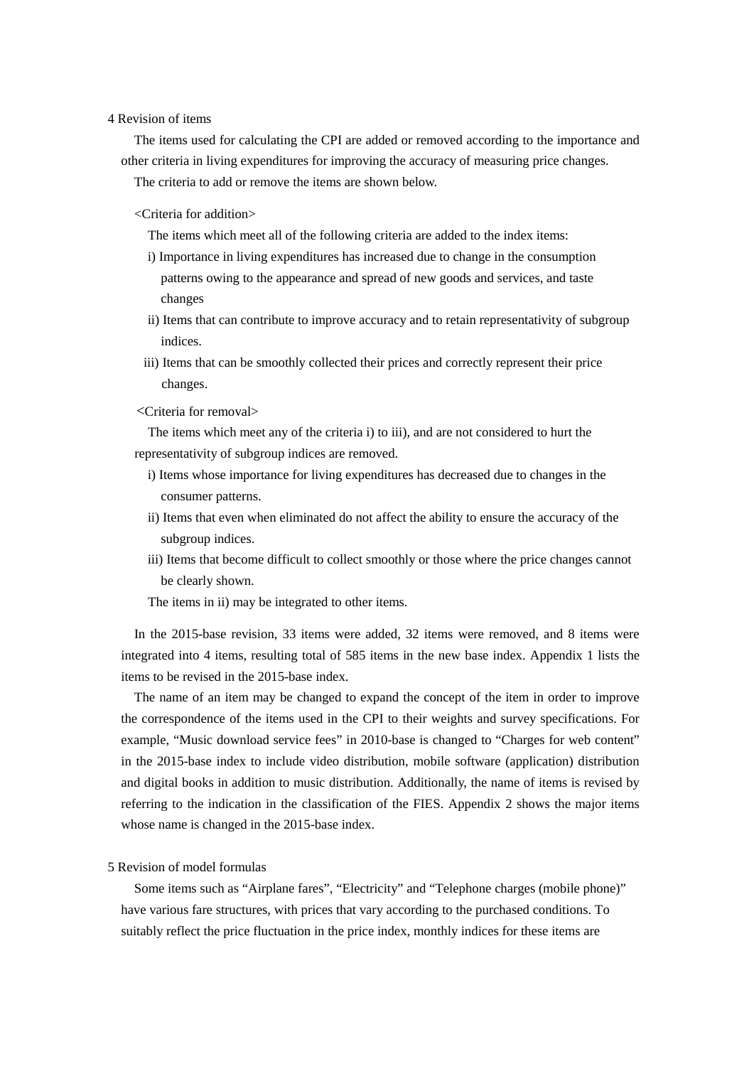## 4 Revision of items

The items used for calculating the CPI are added or removed according to the importance and other criteria in living expenditures for improving the accuracy of measuring price changes.

The criteria to add or remove the items are shown below.

<Criteria for addition>

The items which meet all of the following criteria are added to the index items:

i) Importance in living expenditures has increased due to change in the consumption patterns owing to the appearance and spread of new goods and services, and taste changes

ii) Items that can contribute to improve accuracy and to retain representativity of subgroup indices.

iii) Items that can be smoothly collected their prices and correctly represent their price changes.

<Criteria for removal>

The items which meet any of the criteria i) to iii), and are not considered to hurt the representativity of subgroup indices are removed.

i) Items whose importance for living expenditures has decreased due to changes in the consumer patterns.

ii) Items that even when eliminated do not affect the ability to ensure the accuracy of the subgroup indices.

iii) Items that become difficult to collect smoothly or those where the price changes cannot be clearly shown.

The items in ii) may be integrated to other items.

In the 2015-base revision, 33 items were added, 32 items were removed, and 8 items were integrated into 4 items, resulting total of 585 items in the new base index. Appendix 1 lists the items to be revised in the 2015-base index.

The name of an item may be changed to expand the concept of the item in order to improve the correspondence of the items used in the CPI to their weights and survey specifications. For example, "Music download service fees" in 2010-base is changed to "Charges for web content" in the 2015-base index to include video distribution, mobile software (application) distribution and digital books in addition to music distribution. Additionally, the name of items is revised by referring to the indication in the classification of the FIES. Appendix 2 shows the major items whose name is changed in the 2015-base index.

## 5 Revision of model formulas

Some items such as "Airplane fares", "Electricity" and "Telephone charges (mobile phone)" have various fare structures, with prices that vary according to the purchased conditions. To suitably reflect the price fluctuation in the price index, monthly indices for these items are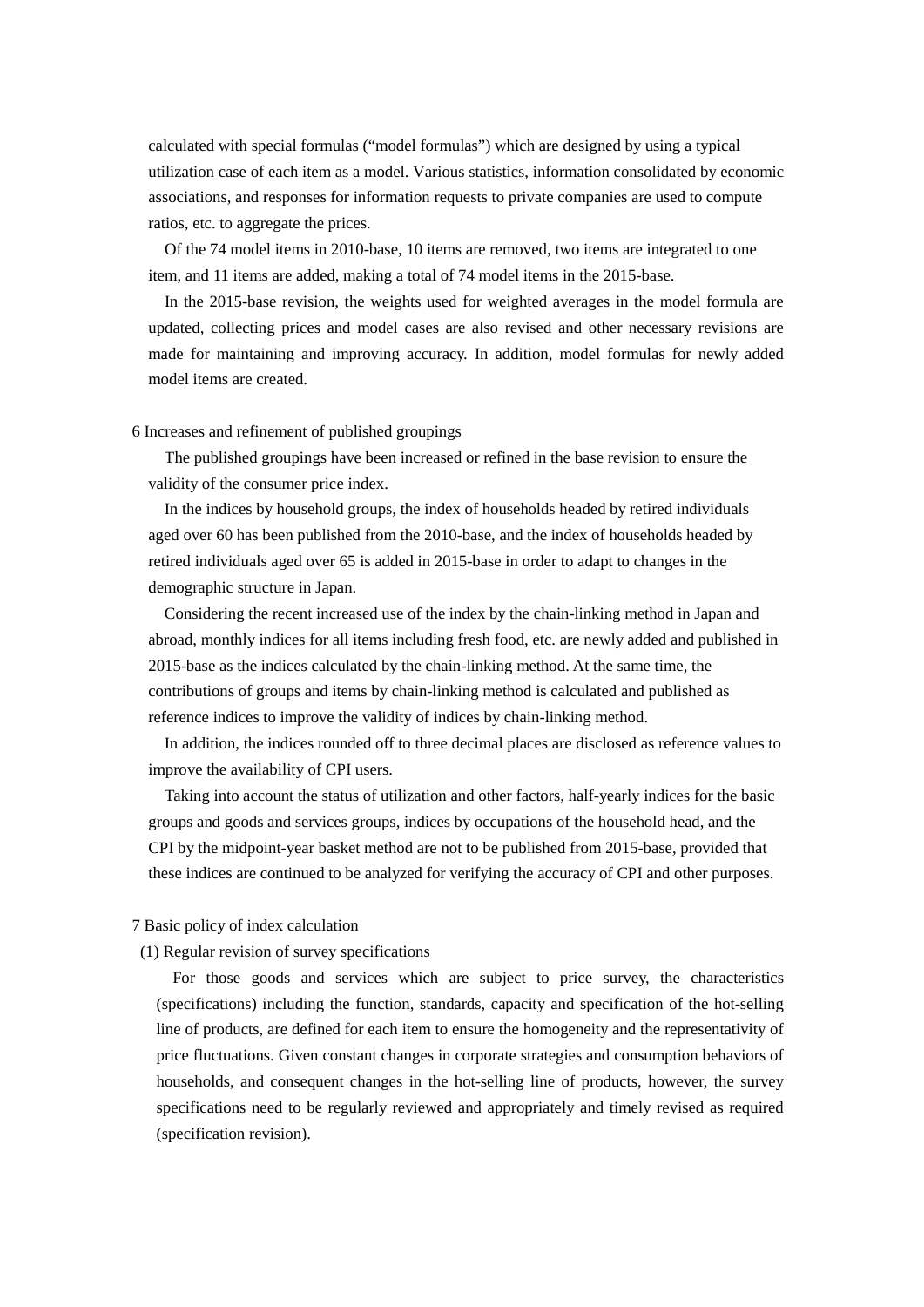calculated with special formulas (“model formulas”) which are designed by using a typical utilization case of each item as a model. Various statistics, information consolidated by economic associations, and responses for information requests to private companies are used to compute ratios, etc. to aggregate the prices.

Of the 74 model items in 2010-base, 10 items are removed, two items are integrated to one item, and 11 items are added, making a total of 74 model items in the 2015-base.

In the 2015-base revision, the weights used for weighted averages in the model formula are updated, collecting prices and model cases are also revised and other necessary revisions are made for maintaining and improving accuracy. In addition, model formulas for newly added model items are created.

## 6 Increases and refinement of published groupings

The published groupings have been increased or refined in the base revision to ensure the validity of the consumer price index.

In the indices by household groups, the index of households headed by retired individuals aged over 60 has been published from the 2010-base, and the index of households headed by retired individuals aged over 65 is added in 2015-base in order to adapt to changes in the demographic structure in Japan.

Considering the recent increased use of the index by the chain-linking method in Japan and abroad, monthly indices for all items including fresh food, etc. are newly added and published in 2015-base as the indices calculated by the chain-linking method. At the same time, the contributions of groups and items by chain-linking method is calculated and published as reference indices to improve the validity of indices by chain-linking method.

In addition, the indices rounded off to three decimal places are disclosed as reference values to improve the availability of CPI users.

Taking into account the status of utilization and other factors, half-yearly indices for the basic groups and goods and services groups, indices by occupations of the household head, and the CPI by the midpoint-year basket method are not to be published from 2015-base, provided that these indices are continued to be analyzed for verifying the accuracy of CPI and other purposes.

## 7 Basic policy of index calculation

### (1) Regular revision of survey specifications

For those goods and services which are subject to price survey, the characteristics (specifications) including the function, standards, capacity and specification of the hot-selling line of products, are defined for each item to ensure the homogeneity and the representativity of price fluctuations. Given constant changes in corporate strategies and consumption behaviors of households, and consequent changes in the hot-selling line of products, however, the survey specifications need to be regularly reviewed and appropriately and timely revised as required (specification revision).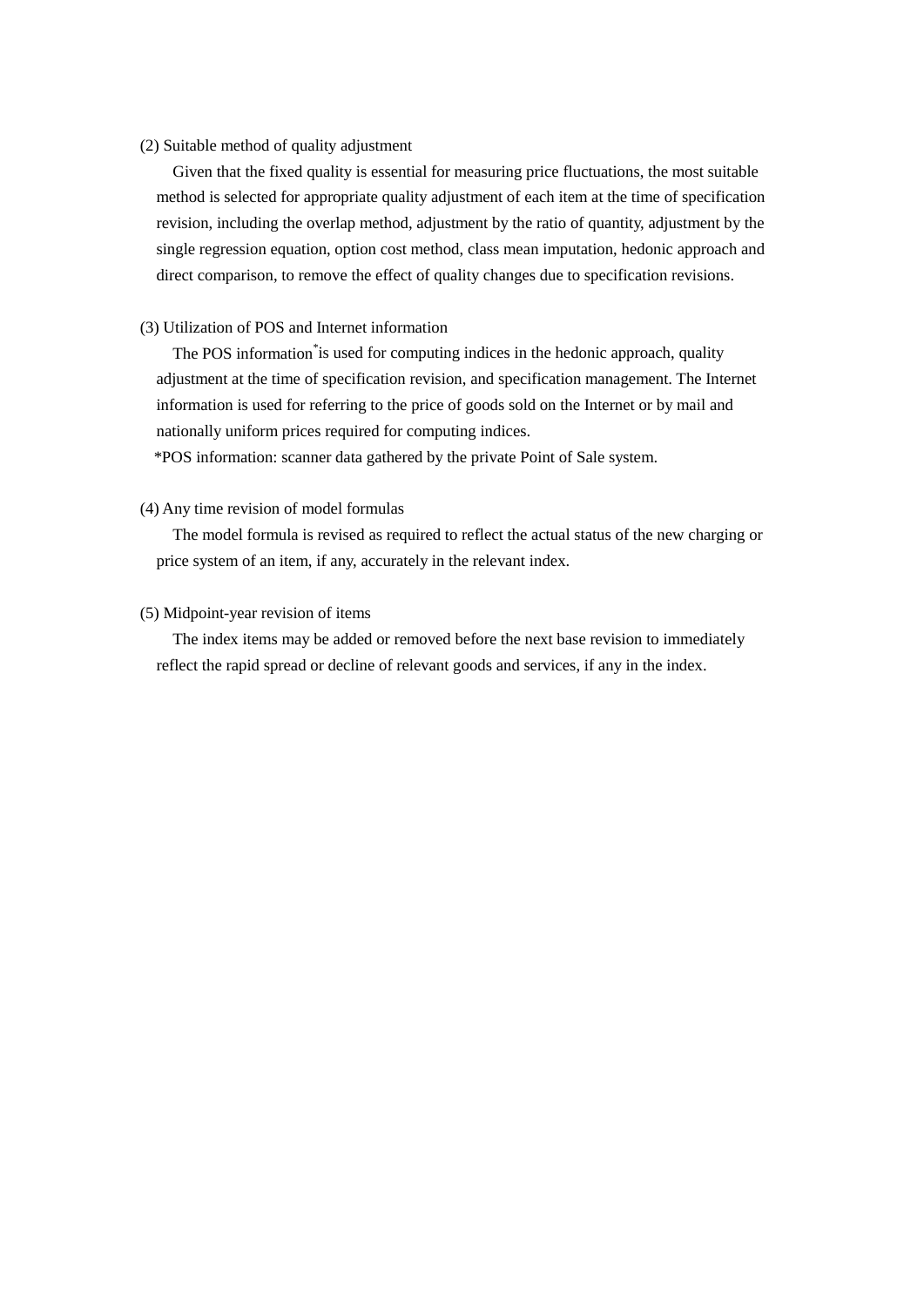(2) Suitable method of quality adjustment

Given that the fixed quality is essential for measuring price fluctuations, the most suitable method is selected for appropriate quality adjustment of each item at the time of specification revision, including the overlap method, adjustment by the ratio of quantity, adjustment by the single regression equation, option cost method, class mean imputation, hedonic approach and direct comparison, to remove the effect of quality changes due to specification revisions.

(3) Utilization of POS and Internet information

The POS information* is used for computing indices in the hedonic approach, quality adjustment at the time of specification revision, and specification management. The Internet information is used for referring to the price of goods sold on the Internet or by mail and nationally uniform prices required for computing indices.

*POS information: scanner data gathered by the private Point of Sale system.

(4) Any time revision of model formulas

The model formula is revised as required to reflect the actual status of the new charging or price system of an item, if any, accurately in the relevant index.

(5) Midpoint-year revision of items

The index items may be added or removed before the next base revision to immediately reflect the rapid spread or decline of relevant goods and services, if any in the index.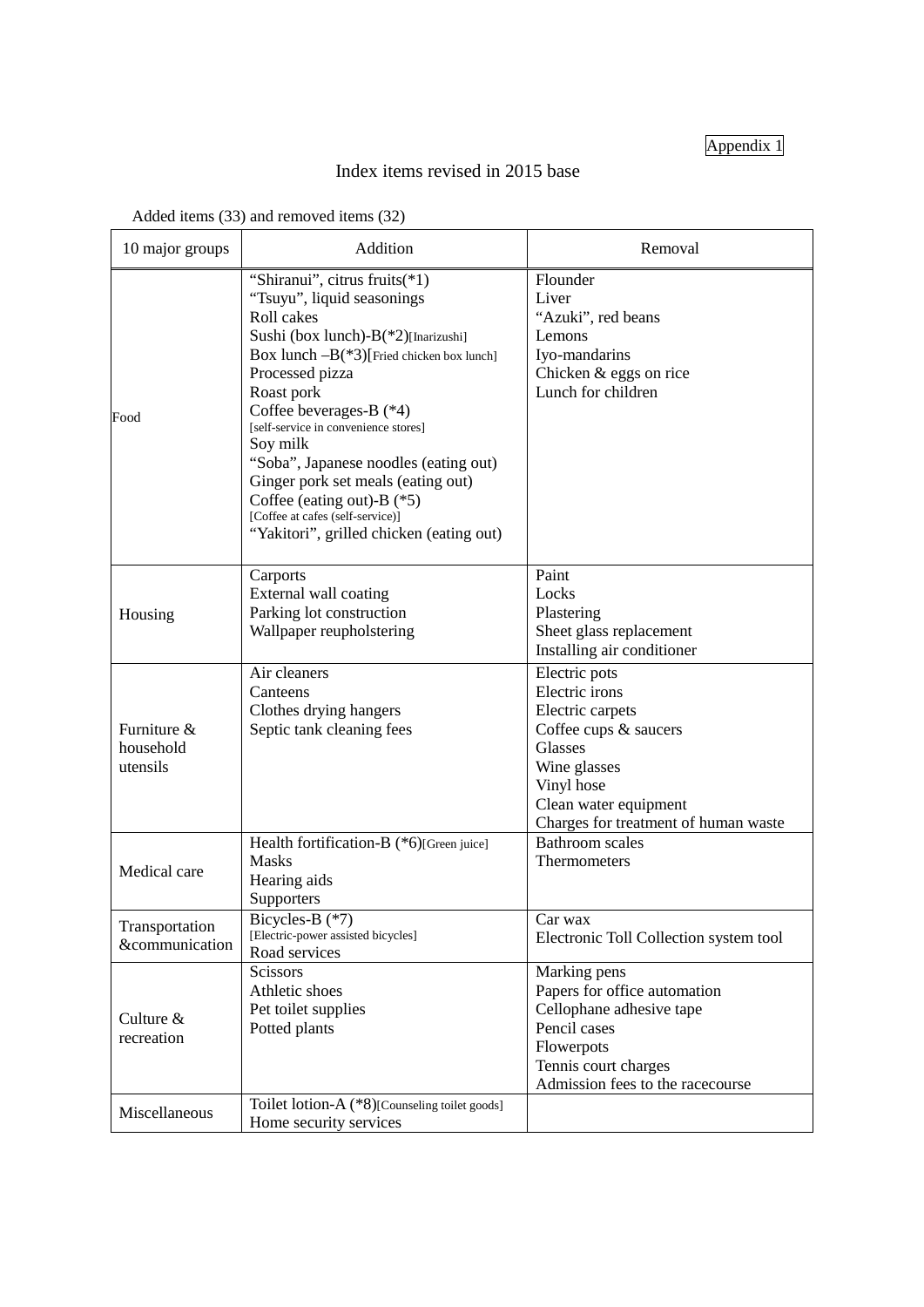Appendix 1

# Index items revised in 2015 base

Added items (33) and removed items (32)

| 10 major groups | Addition | Removal |
| --- | --- | --- |
| Food | "Shiranui", citrus fruits(*1)<br>"Tsuyu", liquid seasonings<br>Roll cakes<br>Sushi (box lunch)-B(*2)[Inarizushi]<br>Box lunch –B(*3)[Fried chicken box lunch]<br>Processed pizza<br>Roast pork<br>Coffee beverages-B (*4)<br>[self-service in convenience stores]<br>Soy milk<br>"Soba", Japanese noodles (eating out)<br>Ginger pork set meals (eating out)<br>Coffee (eating out)-B (*5)<br>[Coffee at cafes (self-service)]<br>"Yakitori", grilled chicken (eating out) | Flounder<br>Liver<br>"Azuki", red beans<br>Lemons<br>Iyo-mandarins<br>Chicken & eggs on rice<br>Lunch for children |
| Housing | Carports<br>External wall coating<br>Parking lot construction<br>Wallpaper reupholstering | Paint<br>Locks<br>Plastering<br>Sheet glass replacement<br>Installing air conditioner |
| Furniture & household utensils | Air cleaners<br>Canteens<br>Clothes drying hangers<br>Septic tank cleaning fees | Electric pots<br>Electric irons<br>Electric carpets<br>Coffee cups & saucers<br>Glasses<br>Wine glasses<br>Vinyl hose<br>Clean water equipment<br>Charges for treatment of human waste |
| Medical care | Health fortification-B (*6)[Green juice]<br>Masks<br>Hearing aids<br>Supporters | Bathroom scales<br>Thermometers |
| Transportation &communication | Bicycles-B (*7)<br>[Electric-power assisted bicycles]<br>Road services | Car wax<br>Electronic Toll Collection system tool |
| Culture & recreation | Scissors<br>Athletic shoes<br>Pet toilet supplies<br>Potted plants | Marking pens<br>Papers for office automation<br>Cellophane adhesive tape<br>Pencil cases<br>Flowerpots<br>Tennis court charges<br>Admission fees to the racecourse |
| Miscellaneous | Toilet lotion-A (*8)[Counseling toilet goods]<br>Home security services | |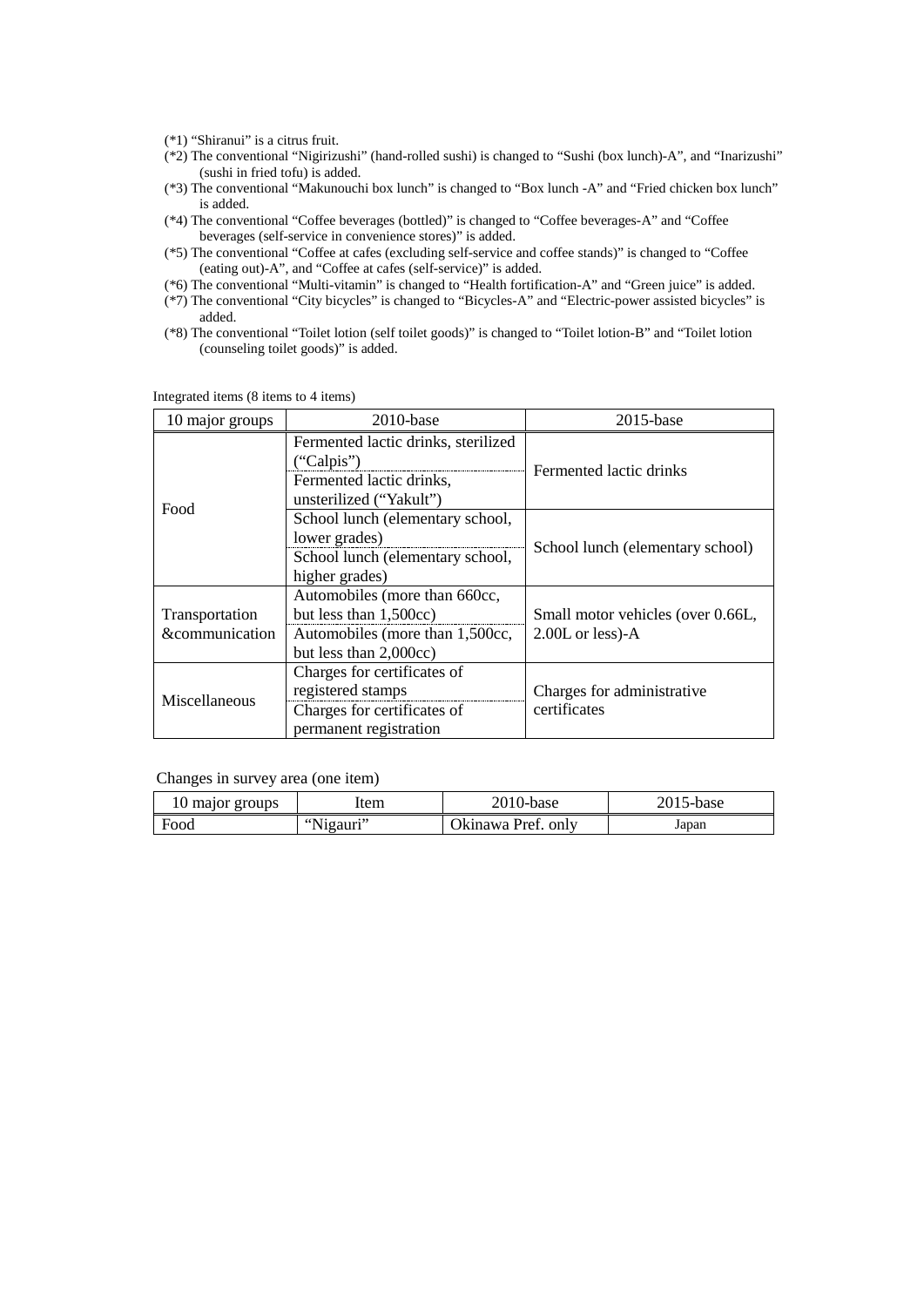(*1) "Shiranui" is a citrus fruit.

(*2) The conventional "Nigirizushi" (hand-rolled sushi) is changed to "Sushi (box lunch)-A", and "Inarizushi" (sushi in fried tofu) is added.

(*3) The conventional "Makunouchi box lunch" is changed to "Box lunch -A" and "Fried chicken box lunch" is added.

(*4) The conventional "Coffee beverages (bottled)" is changed to "Coffee beverages-A" and "Coffee beverages (self-service in convenience stores)" is added.

(*5) The conventional "Coffee at cafes (excluding self-service and coffee stands)" is changed to "Coffee (eating out)-A", and "Coffee at cafes (self-service)" is added.

(*6) The conventional "Multi-vitamin" is changed to "Health fortification-A" and "Green juice" is added.

(*7) The conventional "City bicycles" is changed to "Bicycles-A" and "Electric-power assisted bicycles" is added.

(*8) The conventional "Toilet lotion (self toilet goods)" is changed to "Toilet lotion-B" and "Toilet lotion (counseling toilet goods)" is added.

Integrated items (8 items to 4 items)

| 10 major groups | 2010-base | 2015-base |
|---|---|---|
| Food | Fermented lactic drinks, sterilized ("Calpis") | Fermented lactic drinks |
| | Fermented lactic drinks, unsterilized ("Yakult") | |
| | School lunch (elementary school, lower grades) | School lunch (elementary school) |
| | School lunch (elementary school, higher grades) | |
| Transportation &communication | Automobiles (more than 660cc, but less than 1,500cc) | Small motor vehicles (over 0.66L, 2.00L or less)-A |
| | Automobiles (more than 1,500cc, but less than 2,000cc) | |
| Miscellaneous | Charges for certificates of registered stamps | Charges for administrative certificates |
| | Charges for certificates of permanent registration | |

Changes in survey area (one item)

| 10 major groups | Item | 2010-base | 2015-base |
|---|---|---|---|
| Food | "Nigauri" | Okinawa Pref. only | Japan |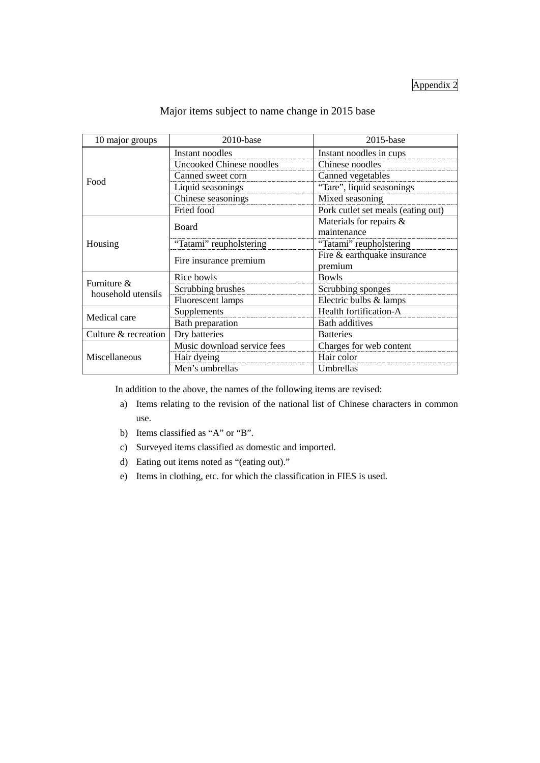Appendix 2

## Major items subject to name change in 2015 base

| 10 major groups | 2010-base | 2015-base |
|---|---|---|
| Food | Instant noodles | Instant noodles in cups |
| | Uncooked Chinese noodles | Chinese noodles |
| | Canned sweet corn | Canned vegetables |
| | Liquid seasonings | “Tare”, liquid seasonings |
| | Chinese seasonings | Mixed seasoning |
| | Fried food | Pork cutlet set meals (eating out) |
| Housing | Board | Materials for repairs & maintenance |
| | “Tatami” reupholstering | “Tatami” reupholstering |
| | Fire insurance premium | Fire & earthquake insurance premium |
| Furniture & household utensils | Rice bowls | Bowls |
| | Scrubbing brushes | Scrubbing sponges |
| | Fluorescent lamps | Electric bulbs & lamps |
| Medical care | Supplements | Health fortification-A |
| | Bath preparation | Bath additives |
| Culture & recreation | Dry batteries | Batteries |
| Miscellaneous | Music download service fees | Charges for web content |
| | Hair dyeing | Hair color |
| | Men’s umbrellas | Umbrellas |

In addition to the above, the names of the following items are revised:

a) Items relating to the revision of the national list of Chinese characters in common use.
b) Items classified as “A” or “B”.
c) Surveyed items classified as domestic and imported.
d) Eating out items noted as “(eating out).”
e) Items in clothing, etc. for which the classification in FIES is used.